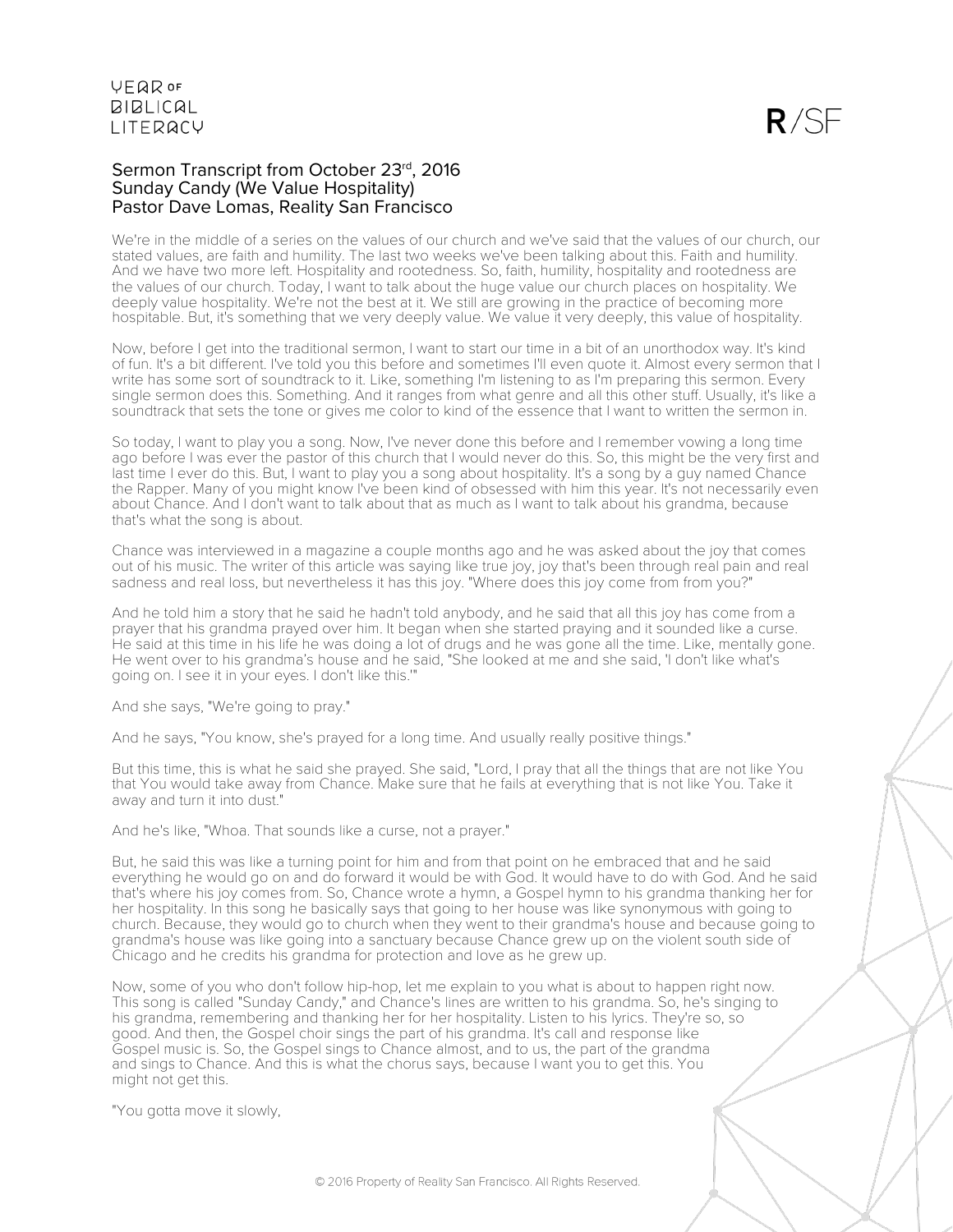# Sermon Transcript from October 23rd, 2016
## Sunday Candy (We Value Hospitality)
## Pastor Dave Lomas, Reality San Francisco

We're in the middle of a series on the values of our church and we've said that the values of our church, our stated values, are faith and humility. The last two weeks we've been talking about this. Faith and humility. And we have two more left. Hospitality and rootedness. So, faith, humility, hospitality and rootedness are the values of our church. Today, I want to talk about the huge value our church places on hospitality. We deeply value hospitality. We're not the best at it. We still are growing in the practice of becoming more hospitable. But, it's something that we very deeply value. We value it very deeply, this value of hospitality.

Now, before I get into the traditional sermon, I want to start our time in a bit of an unorthodox way. It's kind of fun. It's a bit different. I've told you this before and sometimes I'll even quote it. Almost every sermon that I write has some sort of soundtrack to it. Like, something I'm listening to as I'm preparing this sermon. Every single sermon does this. Something. And it ranges from what genre and all this other stuff. Usually, it's like a soundtrack that sets the tone or gives me color to kind of the essence that I want to written the sermon in.

So today, I want to play you a song. Now, I've never done this before and I remember vowing a long time ago before I was ever the pastor of this church that I would never do this. So, this might be the very first and last time I ever do this. But, I want to play you a song about hospitality. It's a song by a guy named Chance the Rapper. Many of you might know I've been kind of obsessed with him this year. It's not necessarily even about Chance. And I don't want to talk about that as much as I want to talk about his grandma, because that's what the song is about.

Chance was interviewed in a magazine a couple months ago and he was asked about the joy that comes out of his music. The writer of this article was saying like true joy, joy that's been through real pain and real sadness and real loss, but nevertheless it has this joy. "Where does this joy come from from you?"

And he told him a story that he said he hadn't told anybody, and he said that all this joy has come from a prayer that his grandma prayed over him. It began when she started praying and it sounded like a curse. He said at this time in his life he was doing a lot of drugs and he was gone all the time. Like, mentally gone. He went over to his grandma's house and he said, "She looked at me and she said, 'I don't like what's going on. I see it in your eyes. I don't like this.'"

And she says, "We're going to pray."

And he says, "You know, she's prayed for a long time. And usually really positive things."

But this time, this is what he said she prayed. She said, "Lord, I pray that all the things that are not like You that You would take away from Chance. Make sure that he fails at everything that is not like You. Take it away and turn it into dust."

And he's like, "Whoa. That sounds like a curse, not a prayer."

But, he said this was like a turning point for him and from that point on he embraced that and he said everything he would go on and do forward it would be with God. It would have to do with God. And he said that's where his joy comes from. So, Chance wrote a hymn, a Gospel hymn to his grandma thanking her for her hospitality. In this song he basically says that going to her house was like synonymous with going to church. Because, they would go to church when they went to their grandma's house and because going to grandma's house was like going into a sanctuary because Chance grew up on the violent south side of Chicago and he credits his grandma for protection and love as he grew up.

Now, some of you who don't follow hip-hop, let me explain to you what is about to happen right now. This song is called "Sunday Candy," and Chance's lines are written to his grandma. So, he's singing to his grandma, remembering and thanking her for her hospitality. Listen to his lyrics. They're so, so good. And then, the Gospel choir sings the part of his grandma. It's call and response like Gospel music is. So, the Gospel sings to Chance almost, and to us, the part of the grandma and sings to Chance. And this is what the chorus says, because I want you to get this. You might not get this.

"You gotta move it slowly,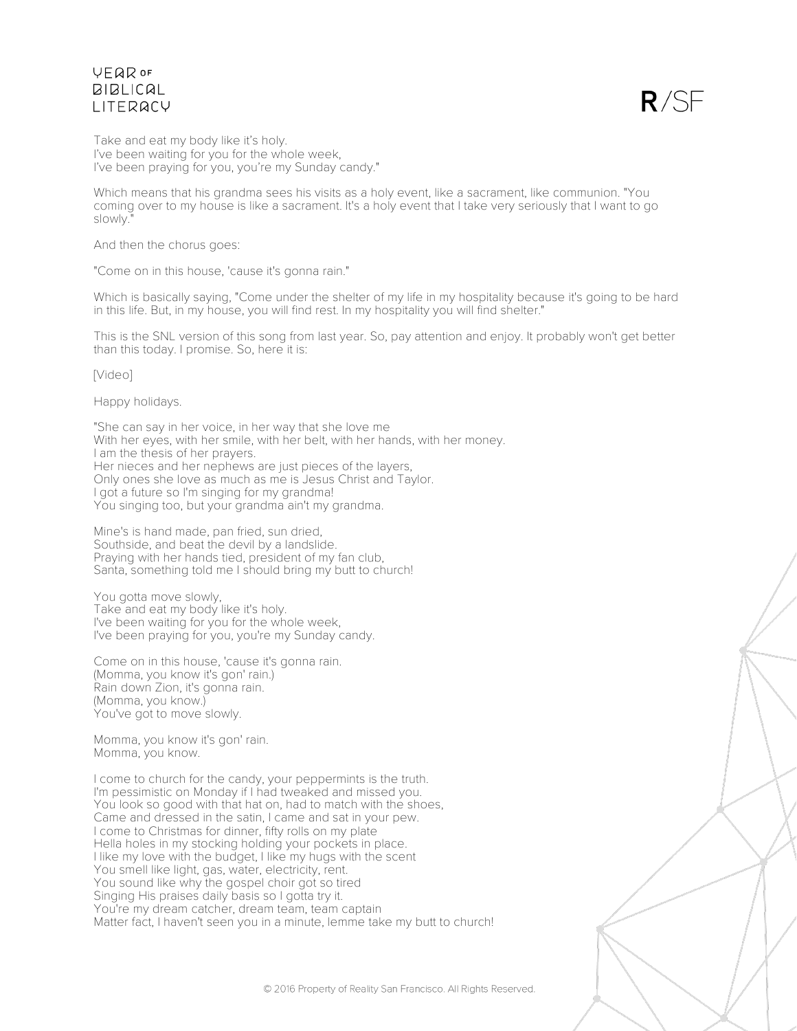Take and eat my body like it's holy.
I've been waiting for you for the whole week,
I've been praying for you, you're my Sunday candy."

Which means that his grandma sees his visits as a holy event, like a sacrament, like communion. "You coming over to my house is like a sacrament. It's a holy event that I take very seriously that I want to go slowly."

And then the chorus goes:

"Come on in this house, 'cause it's gonna rain."

Which is basically saying, "Come under the shelter of my life in my hospitality because it's going to be hard in this life. But, in my house, you will find rest. In my hospitality you will find shelter."

This is the SNL version of this song from last year. So, pay attention and enjoy. It probably won't get better than this today. I promise. So, here it is:

[Video]

Happy holidays.

"She can say in her voice, in her way that she love me
With her eyes, with her smile, with her belt, with her hands, with her money.
I am the thesis of her prayers.
Her nieces and her nephews are just pieces of the layers,
Only ones she love as much as me is Jesus Christ and Taylor.
I got a future so I'm singing for my grandma!
You singing too, but your grandma ain't my grandma.

Mine's is hand made, pan fried, sun dried,
Southside, and beat the devil by a landslide.
Praying with her hands tied, president of my fan club,
Santa, something told me I should bring my butt to church!

You gotta move slowly,
Take and eat my body like it's holy.
I've been waiting for you for the whole week,
I've been praying for you, you're my Sunday candy.

Come on in this house, 'cause it's gonna rain.
(Momma, you know it's gon' rain.)
Rain down Zion, it's gonna rain.
(Momma, you know.)
You've got to move slowly.

Momma, you know it's gon' rain.
Momma, you know.

I come to church for the candy, your peppermints is the truth.
I'm pessimistic on Monday if I had tweaked and missed you.
You look so good with that hat on, had to match with the shoes,
Came and dressed in the satin, I came and sat in your pew.
I come to Christmas for dinner, fifty rolls on my plate
Hella holes in my stocking holding your pockets in place.
I like my love with the budget, I like my hugs with the scent
You smell like light, gas, water, electricity, rent.
You sound like why the gospel choir got so tired
Singing His praises daily basis so I gotta try it.
You're my dream catcher, dream team, team captain
Matter fact, I haven't seen you in a minute, lemme take my butt to church!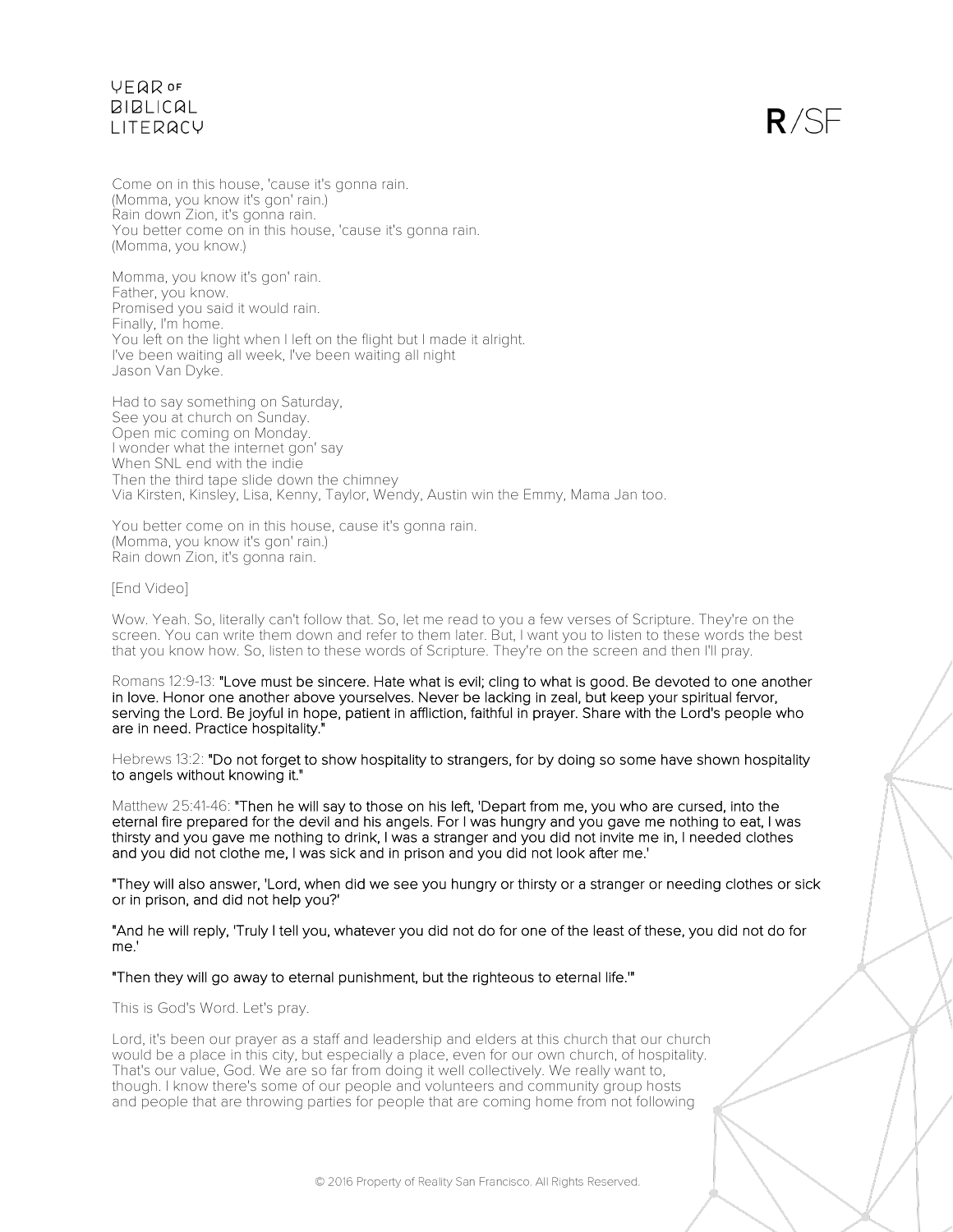Come on in this house, 'cause it's gonna rain.
(Momma, you know it's gon' rain.)
Rain down Zion, it's gonna rain.
You better come on in this house, 'cause it's gonna rain.
(Momma, you know.)

Momma, you know it's gon' rain.
Father, you know.
Promised you said it would rain.
Finally, I'm home.
You left on the light when I left on the flight but I made it alright.
I've been waiting all week, I've been waiting all night
Jason Van Dyke.

Had to say something on Saturday,
See you at church on Sunday.
Open mic coming on Monday.
I wonder what the internet gon' say
When SNL end with the indie
Then the third tape slide down the chimney
Via Kirsten, Kinsley, Lisa, Kenny, Taylor, Wendy, Austin win the Emmy, Mama Jan too.

You better come on in this house, cause it's gonna rain.
(Momma, you know it's gon' rain.)
Rain down Zion, it's gonna rain.

[End Video]

Wow. Yeah. So, literally can't follow that. So, let me read to you a few verses of Scripture. They're on the screen. You can write them down and refer to them later. But, I want you to listen to these words the best that you know how. So, listen to these words of Scripture. They're on the screen and then I'll pray.

Romans 12:9-13: **"Love must be sincere. Hate what is evil; cling to what is good. Be devoted to one another in love. Honor one another above yourselves. Never be lacking in zeal, but keep your spiritual fervor, serving the Lord. Be joyful in hope, patient in affliction, faithful in prayer. Share with the Lord's people who are in need. Practice hospitality."**

Hebrews 13:2: **"Do not forget to show hospitality to strangers, for by doing so some have shown hospitality to angels without knowing it."**

Matthew 25:41-46: **"Then he will say to those on his left, 'Depart from me, you who are cursed, into the eternal fire prepared for the devil and his angels. For I was hungry and you gave me nothing to eat, I was thirsty and you gave me nothing to drink, I was a stranger and you did not invite me in, I needed clothes and you did not clothe me, I was sick and in prison and you did not look after me.'**

**"They will also answer, 'Lord, when did we see you hungry or thirsty or a stranger or needing clothes or sick or in prison, and did not help you?'**

**"And he will reply, 'Truly I tell you, whatever you did not do for one of the least of these, you did not do for me.'**

**"Then they will go away to eternal punishment, but the righteous to eternal life.'"**

This is God's Word. Let's pray.

Lord, it's been our prayer as a staff and leadership and elders at this church that our church would be a place in this city, but especially a place, even for our own church, of hospitality. That's our value, God. We are so far from doing it well collectively. We really want to, though. I know there's some of our people and volunteers and community group hosts and people that are throwing parties for people that are coming home from not following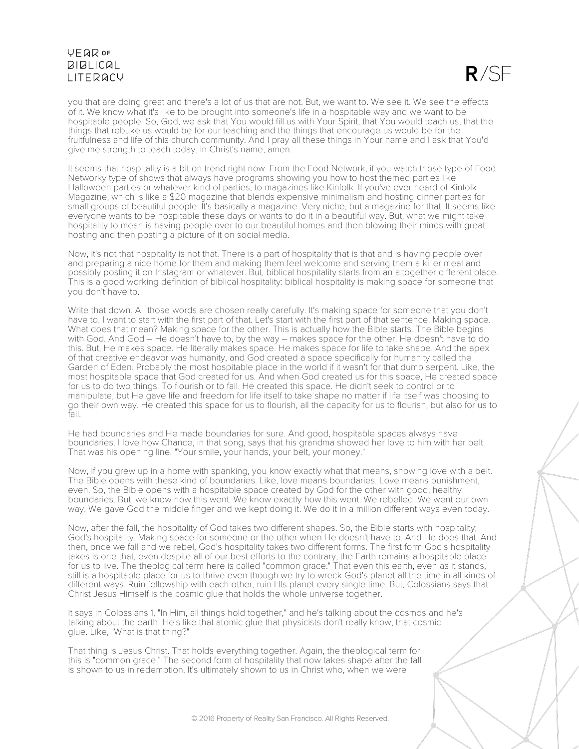you that are doing great and there's a lot of us that are not. But, we want to. We see it. We see the effects of it. We know what it's like to be brought into someone's life in a hospitable way and we want to be hospitable people. So, God, we ask that You would fill us with Your Spirit, that You would teach us, that the things that rebuke us would be for our teaching and the things that encourage us would be for the fruitfulness and life of this church community. And I pray all these things in Your name and I ask that You'd give me strength to teach today. In Christ's name, amen.

It seems that hospitality is a bit on trend right now. From the Food Network, if you watch those type of Food Networky type of shows that always have programs showing you how to host themed parties like Halloween parties or whatever kind of parties, to magazines like Kinfolk. If you've ever heard of Kinfolk Magazine, which is like a $20 magazine that blends expensive minimalism and hosting dinner parties for small groups of beautiful people. It's basically a magazine. Very niche, but a magazine for that. It seems like everyone wants to be hospitable these days or wants to do it in a beautiful way. But, what we might take hospitality to mean is having people over to our beautiful homes and then blowing their minds with great hosting and then posting a picture of it on social media.

Now, it's not that hospitality is not that. There is a part of hospitality that is that and is having people over and preparing a nice home for them and making them feel welcome and serving them a killer meal and possibly posting it on Instagram or whatever. But, biblical hospitality starts from an altogether different place. This is a good working definition of biblical hospitality: biblical hospitality is making space for someone that you don't have to.

Write that down. All those words are chosen really carefully. It's making space for someone that you don't have to. I want to start with the first part of that. Let's start with the first part of that sentence. Making space. What does that mean? Making space for the other. This is actually how the Bible starts. The Bible begins with God. And God – He doesn't have to, by the way – makes space for the other. He doesn't have to do this. But, He makes space. He literally makes space. He makes space for life to take shape. And the apex of that creative endeavor was humanity, and God created a space specifically for humanity called the Garden of Eden. Probably the most hospitable place in the world if it wasn't for that dumb serpent. Like, the most hospitable space that God created for us. And when God created us for this space, He created space for us to do two things. To flourish or to fail. He created this space. He didn't seek to control or to manipulate, but He gave life and freedom for life itself to take shape no matter if life itself was choosing to go their own way. He created this space for us to flourish, all the capacity for us to flourish, but also for us to fail.

He had boundaries and He made boundaries for sure. And good, hospitable spaces always have boundaries. I love how Chance, in that song, says that his grandma showed her love to him with her belt. That was his opening line. "Your smile, your hands, your belt, your money."

Now, if you grew up in a home with spanking, you know exactly what that means, showing love with a belt. The Bible opens with these kind of boundaries. Like, love means boundaries. Love means punishment, even. So, the Bible opens with a hospitable space created by God for the other with good, healthy boundaries. But, we know how this went. We know exactly how this went. We rebelled. We went our own way. We gave God the middle finger and we kept doing it. We do it in a million different ways even today.

Now, after the fall, the hospitality of God takes two different shapes. So, the Bible starts with hospitality; God's hospitality. Making space for someone or the other when He doesn't have to. And He does that. And then, once we fall and we rebel, God's hospitality takes two different forms. The first form God's hospitality takes is one that, even despite all of our best efforts to the contrary, the Earth remains a hospitable place for us to live. The theological term here is called "common grace." That even this earth, even as it stands, still is a hospitable place for us to thrive even though we try to wreck God's planet all the time in all kinds of different ways. Ruin fellowship with each other, ruin His planet every single time. But, Colossians says that Christ Jesus Himself is the cosmic glue that holds the whole universe together.

It says in Colossians 1, "In Him, all things hold together," and he's talking about the cosmos and he's talking about the earth. He's like that atomic glue that physicists don't really know, that cosmic glue. Like, "What is that thing?"

That thing is Jesus Christ. That holds everything together. Again, the theological term for this is "common grace." The second form of hospitality that now takes shape after the fall is shown to us in redemption. It's ultimately shown to us in Christ who, when we were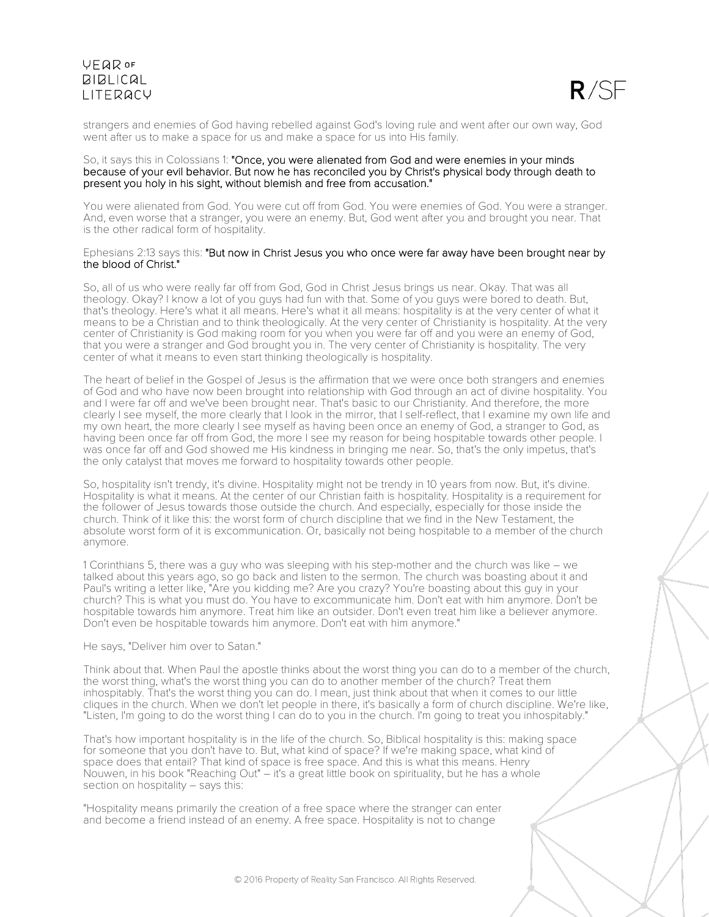strangers and enemies of God having rebelled against God's loving rule and went after our own way, God went after us to make a space for us and make a space for us into His family.

So, it says this in Colossians 1: **"Once, you were alienated from God and were enemies in your minds because of your evil behavior. But now he has reconciled you by Christ's physical body through death to present you holy in his sight, without blemish and free from accusation."**

You were alienated from God. You were cut off from God. You were enemies of God. You were a stranger. And, even worse that a stranger, you were an enemy. But, God went after you and brought you near. That is the other radical form of hospitality.

Ephesians 2:13 says this: **"But now in Christ Jesus you who once were far away have been brought near by the blood of Christ."**

So, all of us who were really far off from God, God in Christ Jesus brings us near. Okay. That was all theology. Okay? I know a lot of you guys had fun with that. Some of you guys were bored to death. But, that's theology. Here's what it all means. Here's what it all means: hospitality is at the very center of what it means to be a Christian and to think theologically. At the very center of Christianity is hospitality. At the very center of Christianity is God making room for you when you were far off and you were an enemy of God, that you were a stranger and God brought you in. The very center of Christianity is hospitality. The very center of what it means to even start thinking theologically is hospitality.

The heart of belief in the Gospel of Jesus is the affirmation that we were once both strangers and enemies of God and who have now been brought into relationship with God through an act of divine hospitality. You and I were far off and we've been brought near. That's basic to our Christianity. And therefore, the more clearly I see myself, the more clearly that I look in the mirror, that I self-reflect, that I examine my own life and my own heart, the more clearly I see myself as having been once an enemy of God, a stranger to God, as having been once far off from God, the more I see my reason for being hospitable towards other people. I was once far off and God showed me His kindness in bringing me near. So, that's the only impetus, that's the only catalyst that moves me forward to hospitality towards other people.

So, hospitality isn't trendy, it's divine. Hospitality might not be trendy in 10 years from now. But, it's divine. Hospitality is what it means. At the center of our Christian faith is hospitality. Hospitality is a requirement for the follower of Jesus towards those outside the church. And especially, especially for those inside the church. Think of it like this: the worst form of church discipline that we find in the New Testament, the absolute worst form of it is excommunication. Or, basically not being hospitable to a member of the church anymore.

1 Corinthians 5, there was a guy who was sleeping with his step-mother and the church was like – we talked about this years ago, so go back and listen to the sermon. The church was boasting about it and Paul's writing a letter like, "Are you kidding me? Are you crazy? You're boasting about this guy in your church? This is what you must do. You have to excommunicate him. Don't eat with him anymore. Don't be hospitable towards him anymore. Treat him like an outsider. Don't even treat him like a believer anymore. Don't even be hospitable towards him anymore. Don't eat with him anymore."

He says, "Deliver him over to Satan."

Think about that. When Paul the apostle thinks about the worst thing you can do to a member of the church, the worst thing, what's the worst thing you can do to another member of the church? Treat them inhospitably. That's the worst thing you can do. I mean, just think about that when it comes to our little cliques in the church. When we don't let people in there, it's basically a form of church discipline. We're like, "Listen, I'm going to do the worst thing I can do to you in the church. I'm going to treat you inhospitably."

That's how important hospitality is in the life of the church. So, Biblical hospitality is this: making space for someone that you don't have to. But, what kind of space? If we're making space, what kind of space does that entail? That kind of space is free space. And this is what this means. Henry Nouwen, in his book "Reaching Out" – it's a great little book on spirituality, but he has a whole section on hospitality – says this:

"Hospitality means primarily the creation of a free space where the stranger can enter and become a friend instead of an enemy. A free space. Hospitality is not to change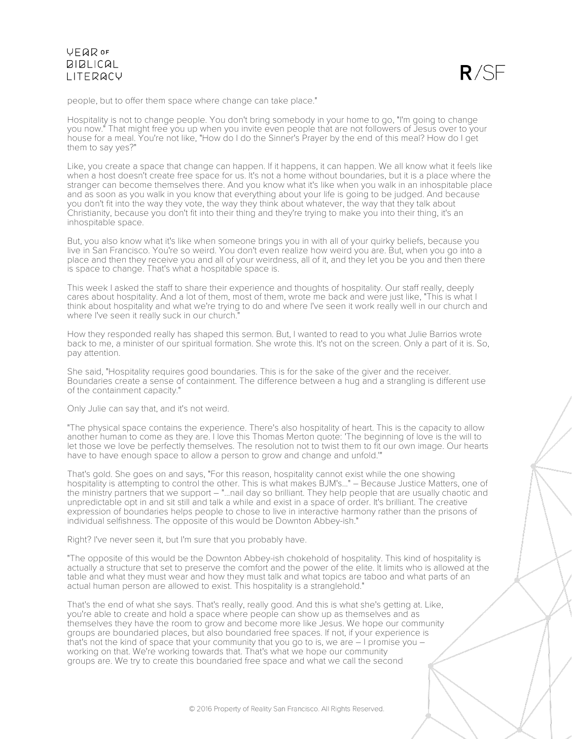people, but to offer them space where change can take place."

Hospitality is not to change people. You don't bring somebody in your home to go, "I'm going to change you now." That might free you up when you invite even people that are not followers of Jesus over to your house for a meal. You're not like, "How do I do the Sinner's Prayer by the end of this meal? How do I get them to say yes?"

Like, you create a space that change can happen. If it happens, it can happen. We all know what it feels like when a host doesn't create free space for us. It's not a home without boundaries, but it is a place where the stranger can become themselves there. And you know what it's like when you walk in an inhospitable place and as soon as you walk in you know that everything about your life is going to be judged. And because you don't fit into the way they vote, the way they think about whatever, the way that they talk about Christianity, because you don't fit into their thing and they're trying to make you into their thing, it's an inhospitable space.

But, you also know what it's like when someone brings you in with all of your quirky beliefs, because you live in San Francisco. You're so weird. You don't even realize how weird you are. But, when you go into a place and then they receive you and all of your weirdness, all of it, and they let you be you and then there is space to change. That's what a hospitable space is.

This week I asked the staff to share their experience and thoughts of hospitality. Our staff really, deeply cares about hospitality. And a lot of them, most of them, wrote me back and were just like, "This is what I think about hospitality and what we're trying to do and where I've seen it work really well in our church and where I've seen it really suck in our church."

How they responded really has shaped this sermon. But, I wanted to read to you what Julie Barrios wrote back to me, a minister of our spiritual formation. She wrote this. It's not on the screen. Only a part of it is. So, pay attention.

She said, "Hospitality requires good boundaries. This is for the sake of the giver and the receiver. Boundaries create a sense of containment. The difference between a hug and a strangling is different use of the containment capacity."

Only Julie can say that, and it's not weird.

"The physical space contains the experience. There's also hospitality of heart. This is the capacity to allow another human to come as they are. I love this Thomas Merton quote: 'The beginning of love is the will to let those we love be perfectly themselves. The resolution not to twist them to fit our own image. Our hearts have to have enough space to allow a person to grow and change and unfold.'"

That's gold. She goes on and says, "For this reason, hospitality cannot exist while the one showing hospitality is attempting to control the other. This is what makes BJM's..." – Because Justice Matters, one of the ministry partners that we support – "...nail day so brilliant. They help people that are usually chaotic and unpredictable opt in and sit still and talk a while and exist in a space of order. It's brilliant. The creative expression of boundaries helps people to chose to live in interactive harmony rather than the prisons of individual selfishness. The opposite of this would be Downton Abbey-ish."

Right? I've never seen it, but I'm sure that you probably have.

"The opposite of this would be the Downton Abbey-ish chokehold of hospitality. This kind of hospitality is actually a structure that set to preserve the comfort and the power of the elite. It limits who is allowed at the table and what they must wear and how they must talk and what topics are taboo and what parts of an actual human person are allowed to exist. This hospitality is a stranglehold."

That's the end of what she says. That's really, really good. And this is what she's getting at. Like, you're able to create and hold a space where people can show up as themselves and as themselves they have the room to grow and become more like Jesus. We hope our community groups are boundaried places, but also boundaried free spaces. If not, if your experience is that's not the kind of space that your community that you go to is, we are – I promise you – working on that. We're working towards that. That's what we hope our community groups are. We try to create this boundaried free space and what we call the second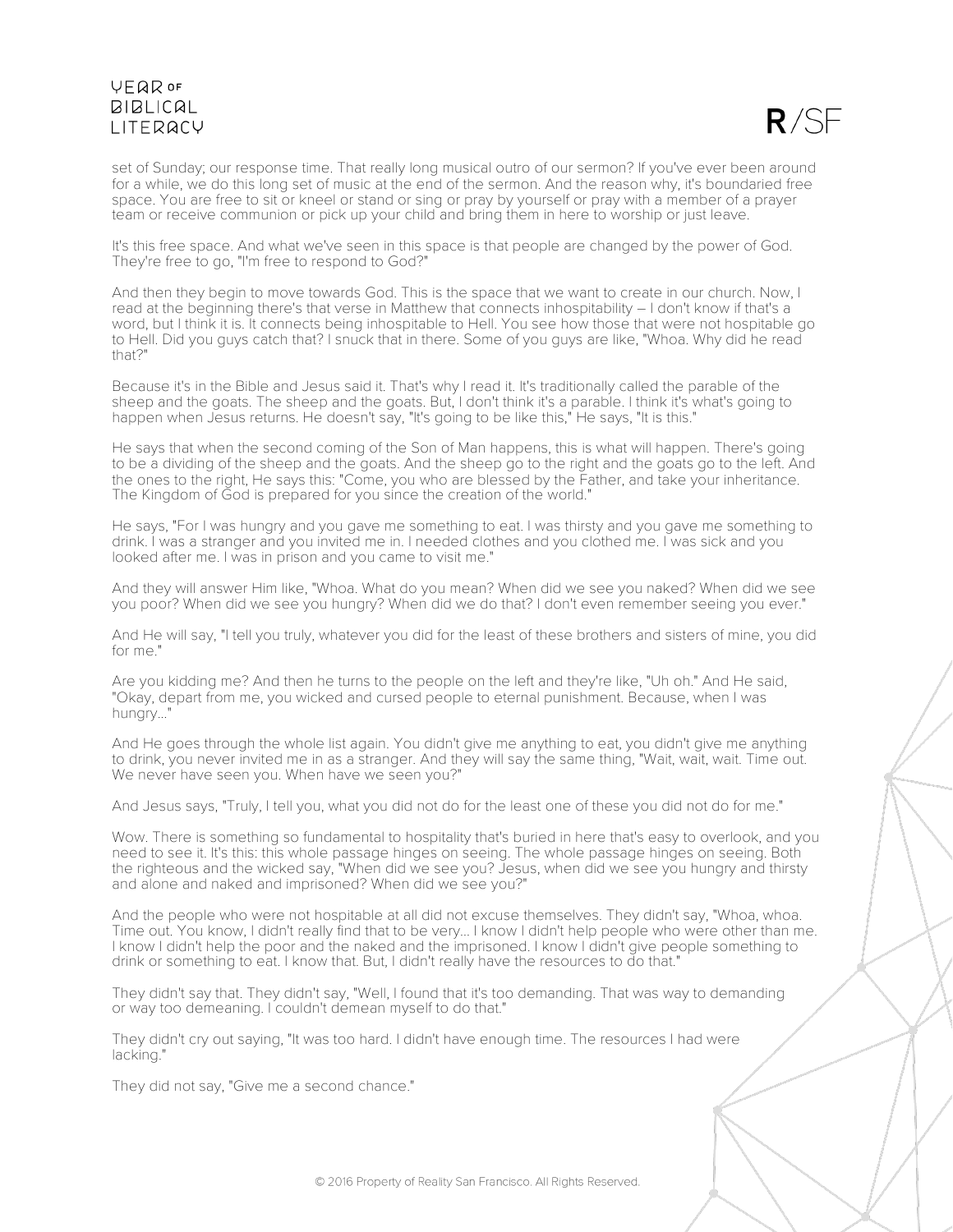set of Sunday; our response time. That really long musical outro of our sermon? If you've ever been around for a while, we do this long set of music at the end of the sermon. And the reason why, it's boundaried free space. You are free to sit or kneel or stand or sing or pray by yourself or pray with a member of a prayer team or receive communion or pick up your child and bring them in here to worship or just leave.

It's this free space. And what we've seen in this space is that people are changed by the power of God. They're free to go, "I'm free to respond to God?"

And then they begin to move towards God. This is the space that we want to create in our church. Now, I read at the beginning there's that verse in Matthew that connects inhospitability – I don't know if that's a word, but I think it is. It connects being inhospitable to Hell. You see how those that were not hospitable go to Hell. Did you guys catch that? I snuck that in there. Some of you guys are like, "Whoa. Why did he read that?"

Because it's in the Bible and Jesus said it. That's why I read it. It's traditionally called the parable of the sheep and the goats. The sheep and the goats. But, I don't think it's a parable. I think it's what's going to happen when Jesus returns. He doesn't say, "It's going to be like this," He says, "It is this."

He says that when the second coming of the Son of Man happens, this is what will happen. There's going to be a dividing of the sheep and the goats. And the sheep go to the right and the goats go to the left. And the ones to the right, He says this: "Come, you who are blessed by the Father, and take your inheritance. The Kingdom of God is prepared for you since the creation of the world."

He says, "For I was hungry and you gave me something to eat. I was thirsty and you gave me something to drink. I was a stranger and you invited me in. I needed clothes and you clothed me. I was sick and you looked after me. I was in prison and you came to visit me."

And they will answer Him like, "Whoa. What do you mean? When did we see you naked? When did we see you poor? When did we see you hungry? When did we do that? I don't even remember seeing you ever."

And He will say, "I tell you truly, whatever you did for the least of these brothers and sisters of mine, you did for me."

Are you kidding me? And then he turns to the people on the left and they're like, "Uh oh." And He said, "Okay, depart from me, you wicked and cursed people to eternal punishment. Because, when I was hungry..."

And He goes through the whole list again. You didn't give me anything to eat, you didn't give me anything to drink, you never invited me in as a stranger. And they will say the same thing, "Wait, wait, wait. Time out. We never have seen you. When have we seen you?"

And Jesus says, "Truly, I tell you, what you did not do for the least one of these you did not do for me."

Wow. There is something so fundamental to hospitality that's buried in here that's easy to overlook, and you need to see it. It's this: this whole passage hinges on seeing. The whole passage hinges on seeing. Both the righteous and the wicked say, "When did we see you? Jesus, when did we see you hungry and thirsty and alone and naked and imprisoned? When did we see you?"

And the people who were not hospitable at all did not excuse themselves. They didn't say, "Whoa, whoa. Time out. You know, I didn't really find that to be very... I know I didn't help people who were other than me. I know I didn't help the poor and the naked and the imprisoned. I know I didn't give people something to drink or something to eat. I know that. But, I didn't really have the resources to do that."

They didn't say that. They didn't say, "Well, I found that it's too demanding. That was way to demanding or way too demeaning. I couldn't demean myself to do that."

They didn't cry out saying, "It was too hard. I didn't have enough time. The resources I had were lacking."

They did not say, "Give me a second chance."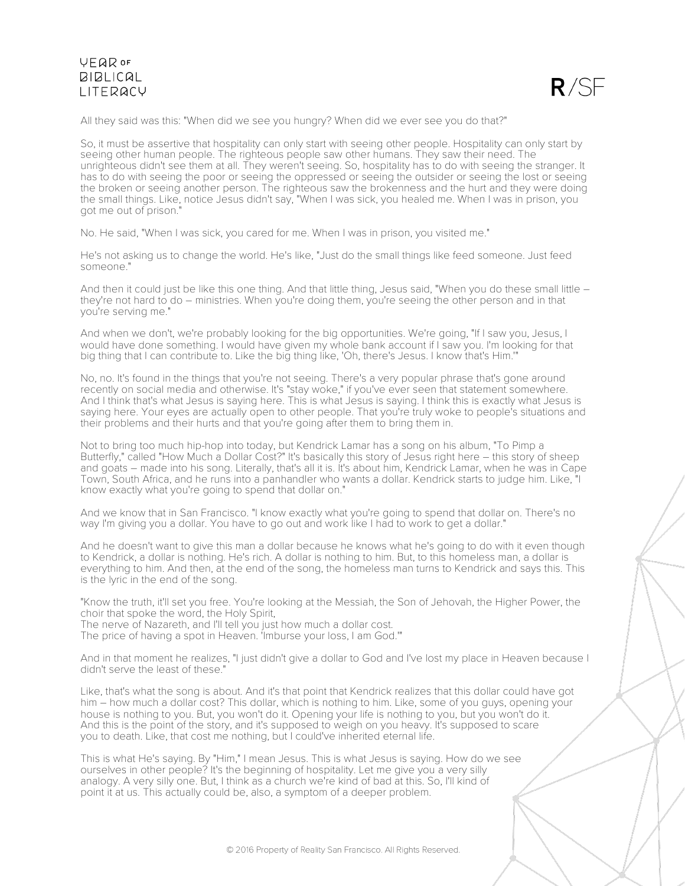All they said was this: "When did we see you hungry? When did we ever see you do that?"

So, it must be assertive that hospitality can only start with seeing other people. Hospitality can only start by seeing other human people. The righteous people saw other humans. They saw their need. The unrighteous didn't see them at all. They weren't seeing. So, hospitality has to do with seeing the stranger. It has to do with seeing the poor or seeing the oppressed or seeing the outsider or seeing the lost or seeing the broken or seeing another person. The righteous saw the brokenness and the hurt and they were doing the small things. Like, notice Jesus didn't say, "When I was sick, you healed me. When I was in prison, you got me out of prison."

No. He said, "When I was sick, you cared for me. When I was in prison, you visited me."

He's not asking us to change the world. He's like, "Just do the small things like feed someone. Just feed someone."

And then it could just be like this one thing. And that little thing, Jesus said, "When you do these small little – they're not hard to do – ministries. When you're doing them, you're seeing the other person and in that you're serving me."

And when we don't, we're probably looking for the big opportunities. We're going, "If I saw you, Jesus, I would have done something. I would have given my whole bank account if I saw you. I'm looking for that big thing that I can contribute to. Like the big thing like, 'Oh, there's Jesus. I know that's Him.'"

No, no. It's found in the things that you're not seeing. There's a very popular phrase that's gone around recently on social media and otherwise. It's "stay woke," if you've ever seen that statement somewhere. And I think that's what Jesus is saying here. This is what Jesus is saying. I think this is exactly what Jesus is saying here. Your eyes are actually open to other people. That you're truly woke to people's situations and their problems and their hurts and that you're going after them to bring them in.

Not to bring too much hip-hop into today, but Kendrick Lamar has a song on his album, "To Pimp a Butterfly," called "How Much a Dollar Cost?" It's basically this story of Jesus right here – this story of sheep and goats – made into his song. Literally, that's all it is. It's about him, Kendrick Lamar, when he was in Cape Town, South Africa, and he runs into a panhandler who wants a dollar. Kendrick starts to judge him. Like, "I know exactly what you're going to spend that dollar on."

And we know that in San Francisco. "I know exactly what you're going to spend that dollar on. There's no way I'm giving you a dollar. You have to go out and work like I had to work to get a dollar."

And he doesn't want to give this man a dollar because he knows what he's going to do with it even though to Kendrick, a dollar is nothing. He's rich. A dollar is nothing to him. But, to this homeless man, a dollar is everything to him. And then, at the end of the song, the homeless man turns to Kendrick and says this. This is the lyric in the end of the song.

"Know the truth, it'll set you free. You're looking at the Messiah, the Son of Jehovah, the Higher Power, the choir that spoke the word, the Holy Spirit,
The nerve of Nazareth, and I'll tell you just how much a dollar cost.
The price of having a spot in Heaven. 'Imburse your loss, I am God.'"

And in that moment he realizes, "I just didn't give a dollar to God and I've lost my place in Heaven because I didn't serve the least of these."

Like, that's what the song is about. And it's that point that Kendrick realizes that this dollar could have got him – how much a dollar cost? This dollar, which is nothing to him. Like, some of you guys, opening your house is nothing to you. But, you won't do it. Opening your life is nothing to you, but you won't do it. And this is the point of the story, and it's supposed to weigh on you heavy. It's supposed to scare you to death. Like, that cost me nothing, but I could've inherited eternal life.

This is what He's saying. By "Him," I mean Jesus. This is what Jesus is saying. How do we see ourselves in other people? It's the beginning of hospitality. Let me give you a very silly analogy. A very silly one. But, I think as a church we're kind of bad at this. So, I'll kind of point it at us. This actually could be, also, a symptom of a deeper problem.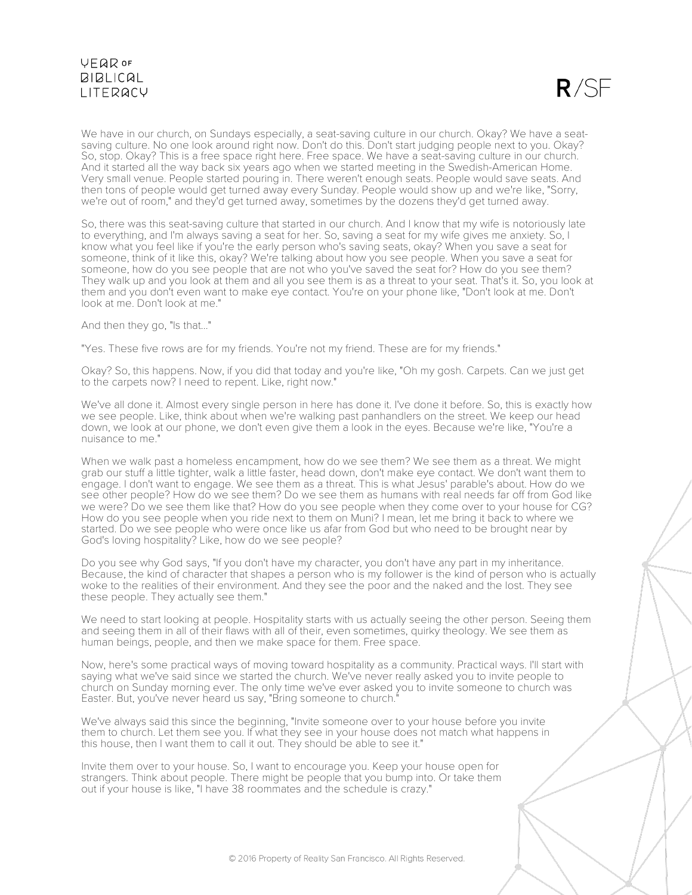We have in our church, on Sundays especially, a seat-saving culture in our church. Okay? We have a seat-saving culture. No one look around right now. Don't do this. Don't start judging people next to you. Okay? So, stop. Okay? This is a free space right here. Free space. We have a seat-saving culture in our church. And it started all the way back six years ago when we started meeting in the Swedish-American Home. Very small venue. People started pouring in. There weren't enough seats. People would save seats. And then tons of people would get turned away every Sunday. People would show up and we're like, "Sorry, we're out of room," and they'd get turned away, sometimes by the dozens they'd get turned away.

So, there was this seat-saving culture that started in our church. And I know that my wife is notoriously late to everything, and I'm always saving a seat for her. So, saving a seat for my wife gives me anxiety. So, I know what you feel like if you're the early person who's saving seats, okay? When you save a seat for someone, think of it like this, okay? We're talking about how you see people. When you save a seat for someone, how do you see people that are not who you've saved the seat for? How do you see them? They walk up and you look at them and all you see them is as a threat to your seat. That's it. So, you look at them and you don't even want to make eye contact. You're on your phone like, "Don't look at me. Don't look at me. Don't look at me."

And then they go, "Is that..."

"Yes. These five rows are for my friends. You're not my friend. These are for my friends."

Okay? So, this happens. Now, if you did that today and you're like, "Oh my gosh. Carpets. Can we just get to the carpets now? I need to repent. Like, right now."

We've all done it. Almost every single person in here has done it. I've done it before. So, this is exactly how we see people. Like, think about when we're walking past panhandlers on the street. We keep our head down, we look at our phone, we don't even give them a look in the eyes. Because we're like, "You're a nuisance to me."

When we walk past a homeless encampment, how do we see them? We see them as a threat. We might grab our stuff a little tighter, walk a little faster, head down, don't make eye contact. We don't want them to engage. I don't want to engage. We see them as a threat. This is what Jesus' parable's about. How do we see other people? How do we see them? Do we see them as humans with real needs far off from God like we were? Do we see them like that? How do you see people when they come over to your house for CG? How do you see people when you ride next to them on Muni? I mean, let me bring it back to where we started. Do we see people who were once like us afar from God but who need to be brought near by God's loving hospitality? Like, how do we see people?

Do you see why God says, "If you don't have my character, you don't have any part in my inheritance. Because, the kind of character that shapes a person who is my follower is the kind of person who is actually woke to the realities of their environment. And they see the poor and the naked and the lost. They see these people. They actually see them."

We need to start looking at people. Hospitality starts with us actually seeing the other person. Seeing them and seeing them in all of their flaws with all of their, even sometimes, quirky theology. We see them as human beings, people, and then we make space for them. Free space.

Now, here's some practical ways of moving toward hospitality as a community. Practical ways. I'll start with saying what we've said since we started the church. We've never really asked you to invite people to church on Sunday morning ever. The only time we've ever asked you to invite someone to church was Easter. But, you've never heard us say, "Bring someone to church."

We've always said this since the beginning, "Invite someone over to your house before you invite them to church. Let them see you. If what they see in your house does not match what happens in this house, then I want them to call it out. They should be able to see it."

Invite them over to your house. So, I want to encourage you. Keep your house open for strangers. Think about people. There might be people that you bump into. Or take them out if your house is like, "I have 38 roommates and the schedule is crazy."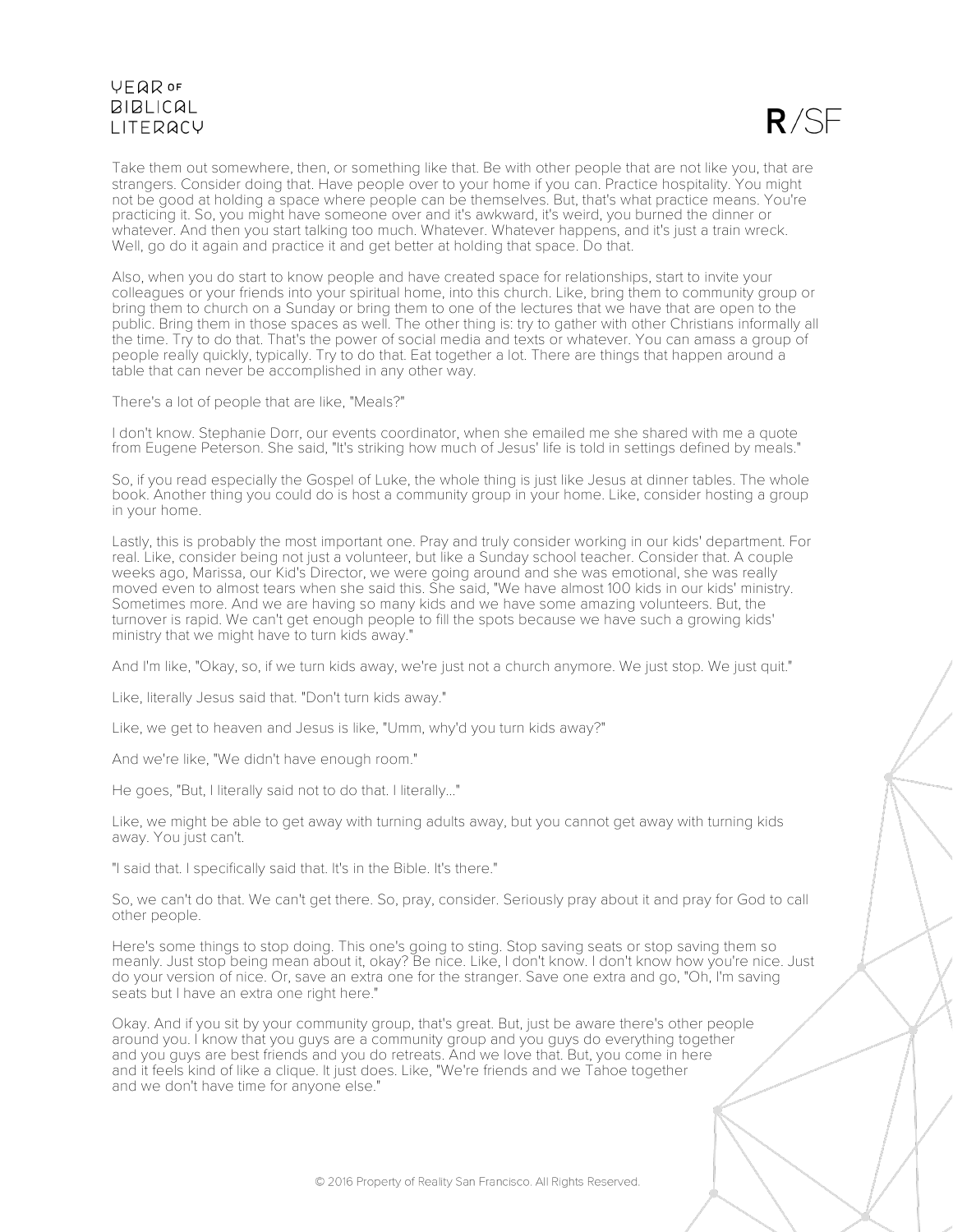Take them out somewhere, then, or something like that. Be with other people that are not like you, that are strangers. Consider doing that. Have people over to your home if you can. Practice hospitality. You might not be good at holding a space where people can be themselves. But, that's what practice means. You're practicing it. So, you might have someone over and it's awkward, it's weird, you burned the dinner or whatever. And then you start talking too much. Whatever. Whatever happens, and it's just a train wreck. Well, go do it again and practice it and get better at holding that space. Do that.

Also, when you do start to know people and have created space for relationships, start to invite your colleagues or your friends into your spiritual home, into this church. Like, bring them to community group or bring them to church on a Sunday or bring them to one of the lectures that we have that are open to the public. Bring them in those spaces as well. The other thing is: try to gather with other Christians informally all the time. Try to do that. That's the power of social media and texts or whatever. You can amass a group of people really quickly, typically. Try to do that. Eat together a lot. There are things that happen around a table that can never be accomplished in any other way.

There's a lot of people that are like, "Meals?"

I don't know. Stephanie Dorr, our events coordinator, when she emailed me she shared with me a quote from Eugene Peterson. She said, "It's striking how much of Jesus' life is told in settings defined by meals."

So, if you read especially the Gospel of Luke, the whole thing is just like Jesus at dinner tables. The whole book. Another thing you could do is host a community group in your home. Like, consider hosting a group in your home.

Lastly, this is probably the most important one. Pray and truly consider working in our kids' department. For real. Like, consider being not just a volunteer, but like a Sunday school teacher. Consider that. A couple weeks ago, Marissa, our Kid's Director, we were going around and she was emotional, she was really moved even to almost tears when she said this. She said, "We have almost 100 kids in our kids' ministry. Sometimes more. And we are having so many kids and we have some amazing volunteers. But, the turnover is rapid. We can't get enough people to fill the spots because we have such a growing kids' ministry that we might have to turn kids away."

And I'm like, "Okay, so, if we turn kids away, we're just not a church anymore. We just stop. We just quit."

Like, literally Jesus said that. "Don't turn kids away."

Like, we get to heaven and Jesus is like, "Umm, why'd you turn kids away?"

And we're like, "We didn't have enough room."

He goes, "But, I literally said not to do that. I literally..."

Like, we might be able to get away with turning adults away, but you cannot get away with turning kids away. You just can't.

"I said that. I specifically said that. It's in the Bible. It's there."

So, we can't do that. We can't get there. So, pray, consider. Seriously pray about it and pray for God to call other people.

Here's some things to stop doing. This one's going to sting. Stop saving seats or stop saving them so meanly. Just stop being mean about it, okay? Be nice. Like, I don't know. I don't know how you're nice. Just do your version of nice. Or, save an extra one for the stranger. Save one extra and go, "Oh, I'm saving seats but I have an extra one right here."

Okay. And if you sit by your community group, that's great. But, just be aware there's other people around you. I know that you guys are a community group and you guys do everything together and you guys are best friends and you do retreats. And we love that. But, you come in here and it feels kind of like a clique. It just does. Like, "We're friends and we Tahoe together and we don't have time for anyone else."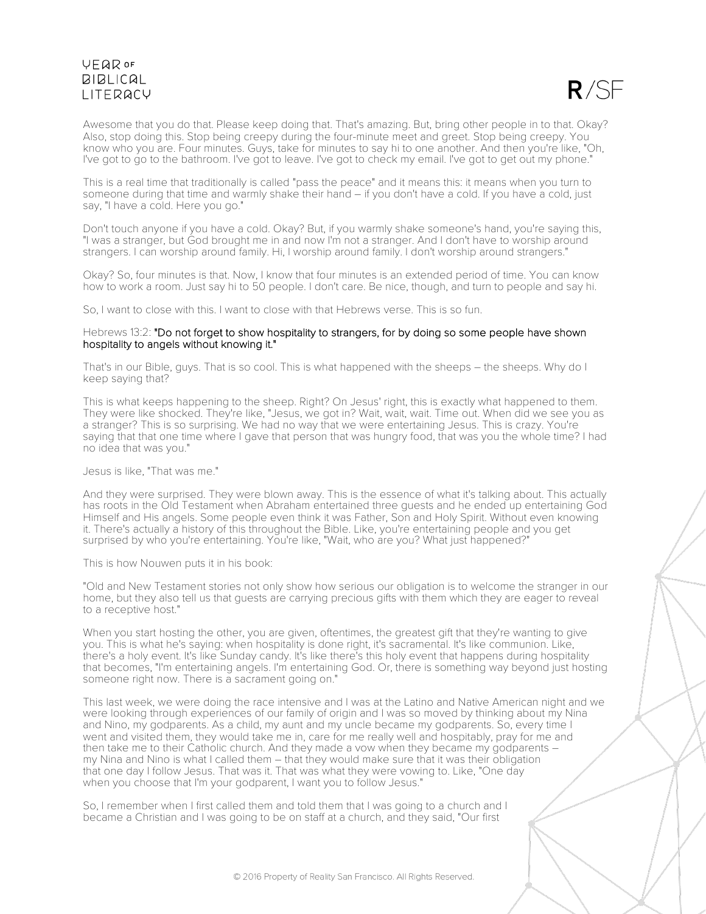Awesome that you do that. Please keep doing that. That's amazing. But, bring other people in to that. Okay? Also, stop doing this. Stop being creepy during the four-minute meet and greet. Stop being creepy. You know who you are. Four minutes. Guys, take for minutes to say hi to one another. And then you're like, "Oh, I've got to go to the bathroom. I've got to leave. I've got to check my email. I've got to get out my phone."

This is a real time that traditionally is called "pass the peace" and it means this: it means when you turn to someone during that time and warmly shake their hand – if you don't have a cold. If you have a cold, just say, "I have a cold. Here you go."

Don't touch anyone if you have a cold. Okay? But, if you warmly shake someone's hand, you're saying this, "I was a stranger, but God brought me in and now I'm not a stranger. And I don't have to worship around strangers. I can worship around family. Hi, I worship around family. I don't worship around strangers."

Okay? So, four minutes is that. Now, I know that four minutes is an extended period of time. You can know how to work a room. Just say hi to 50 people. I don't care. Be nice, though, and turn to people and say hi.

So, I want to close with this. I want to close with that Hebrews verse. This is so fun.

Hebrews 13:2: **"Do not forget to show hospitality to strangers, for by doing so some people have shown hospitality to angels without knowing it."**

That's in our Bible, guys. That is so cool. This is what happened with the sheeps – the sheeps. Why do I keep saying that?

This is what keeps happening to the sheep. Right? On Jesus' right, this is exactly what happened to them. They were like shocked. They're like, "Jesus, we got in? Wait, wait, wait. Time out. When did we see you as a stranger? This is so surprising. We had no way that we were entertaining Jesus. This is crazy. You're saying that that one time where I gave that person that was hungry food, that was you the whole time? I had no idea that was you."

Jesus is like, "That was me."

And they were surprised. They were blown away. This is the essence of what it's talking about. This actually has roots in the Old Testament when Abraham entertained three guests and he ended up entertaining God Himself and His angels. Some people even think it was Father, Son and Holy Spirit. Without even knowing it. There's actually a history of this throughout the Bible. Like, you're entertaining people and you get surprised by who you're entertaining. You're like, "Wait, who are you? What just happened?"

This is how Nouwen puts it in his book:

"Old and New Testament stories not only show how serious our obligation is to welcome the stranger in our home, but they also tell us that guests are carrying precious gifts with them which they are eager to reveal to a receptive host."

When you start hosting the other, you are given, oftentimes, the greatest gift that they're wanting to give you. This is what he's saying: when hospitality is done right, it's sacramental. It's like communion. Like, there's a holy event. It's like Sunday candy. It's like there's this holy event that happens during hospitality that becomes, "I'm entertaining angels. I'm entertaining God. Or, there is something way beyond just hosting someone right now. There is a sacrament going on."

This last week, we were doing the race intensive and I was at the Latino and Native American night and we were looking through experiences of our family of origin and I was so moved by thinking about my Nina and Nino, my godparents. As a child, my aunt and my uncle became my godparents. So, every time I went and visited them, they would take me in, care for me really well and hospitably, pray for me and then take me to their Catholic church. And they made a vow when they became my godparents – my Nina and Nino is what I called them – that they would make sure that it was their obligation that one day I follow Jesus. That was it. That was what they were vowing to. Like, "One day when you choose that I'm your godparent, I want you to follow Jesus."

So, I remember when I first called them and told them that I was going to a church and I became a Christian and I was going to be on staff at a church, and they said, "Our first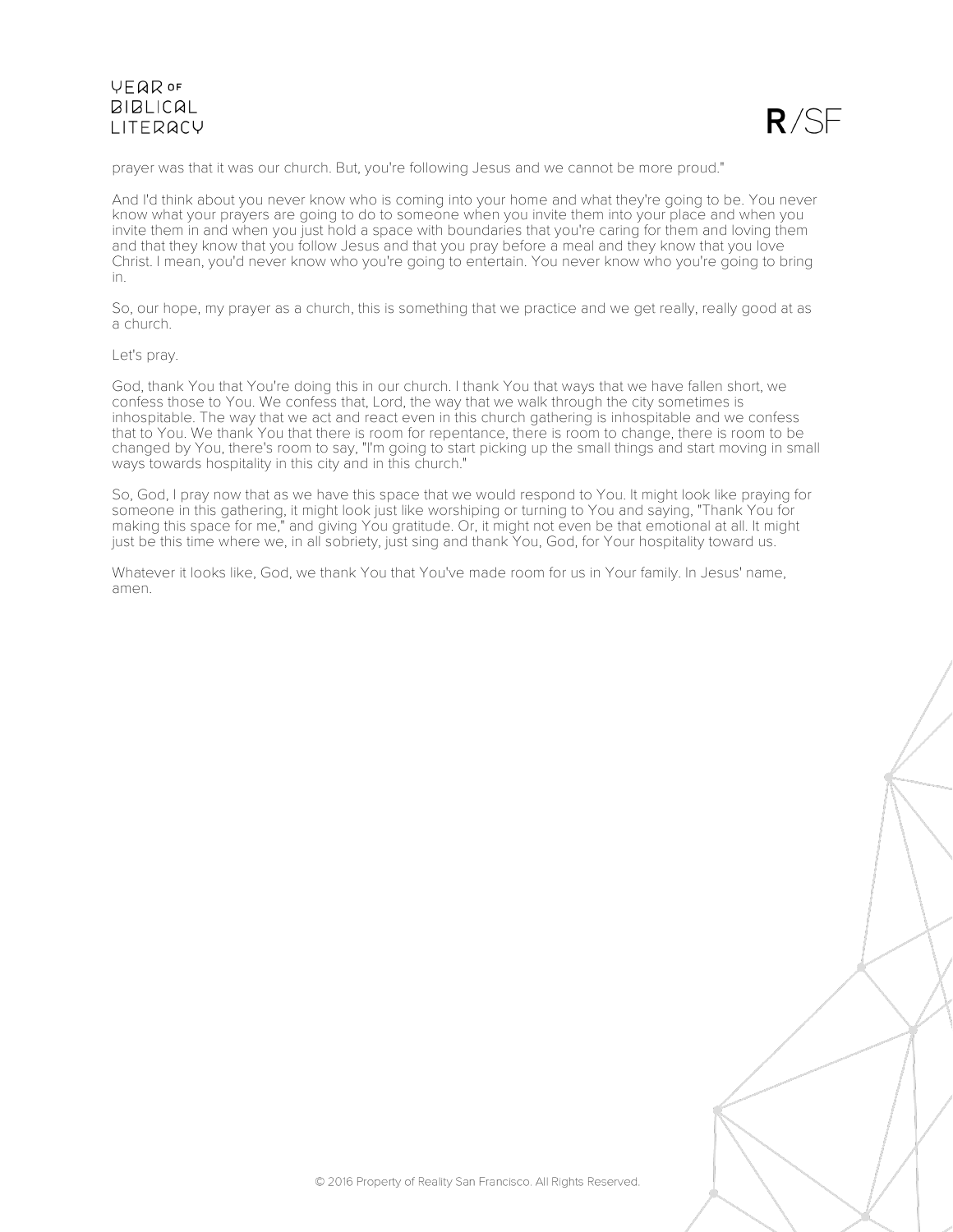prayer was that it was our church. But, you're following Jesus and we cannot be more proud."

And I'd think about you never know who is coming into your home and what they're going to be. You never know what your prayers are going to do to someone when you invite them into your place and when you invite them in and when you just hold a space with boundaries that you're caring for them and loving them and that they know that you follow Jesus and that you pray before a meal and they know that you love Christ. I mean, you'd never know who you're going to entertain. You never know who you're going to bring in.

So, our hope, my prayer as a church, this is something that we practice and we get really, really good at as a church.

Let's pray.

God, thank You that You're doing this in our church. I thank You that ways that we have fallen short, we confess those to You. We confess that, Lord, the way that we walk through the city sometimes is inhospitable. The way that we act and react even in this church gathering is inhospitable and we confess that to You. We thank You that there is room for repentance, there is room to change, there is room to be changed by You, there's room to say, "I'm going to start picking up the small things and start moving in small ways towards hospitality in this city and in this church."

So, God, I pray now that as we have this space that we would respond to You. It might look like praying for someone in this gathering, it might look just like worshiping or turning to You and saying, "Thank You for making this space for me," and giving You gratitude. Or, it might not even be that emotional at all. It might just be this time where we, in all sobriety, just sing and thank You, God, for Your hospitality toward us.

Whatever it looks like, God, we thank You that You've made room for us in Your family. In Jesus' name, amen.